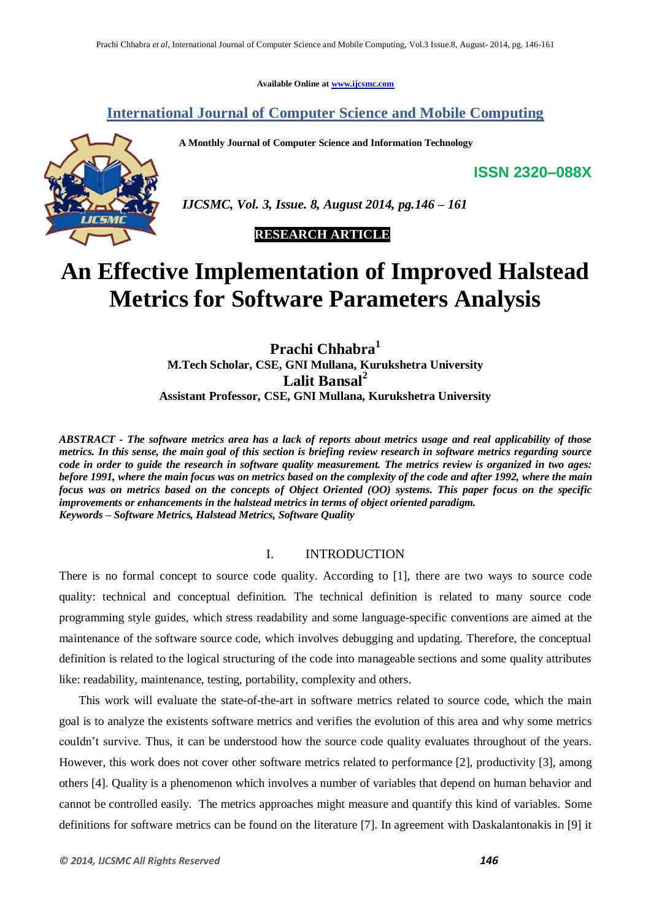Available Online at www.ijcsmc.com

**International Journal of Computer Science and Mobile Computing**

**A Monthly Journal of Computer Science and Information Technology**

**ISSN 2320–088X**

***IJCSMC, Vol. 3, Issue. 8, August 2014, pg.146 – 161***

**RESEARCH ARTICLE**

# An Effective Implementation of Improved Halstead Metrics for Software Parameters Analysis

**Prachi Chhabra[1]**
**M.Tech Scholar, CSE, GNI Mullana, Kurukshetra University**
**Lalit Bansal[2]**
**Assistant Professor, CSE, GNI Mullana, Kurukshetra University**

***ABSTRACT - The software metrics area has a lack of reports about metrics usage and real applicability of those metrics. In this sense, the main goal of this section is briefing review research in software metrics regarding source code in order to guide the research in software quality measurement. The metrics review is organized in two ages: before 1991, where the main focus was on metrics based on the complexity of the code and after 1992, where the main focus was on metrics based on the concepts of Object Oriented (OO) systems. This paper focus on the specific improvements or enhancements in the halstead metrics in terms of object oriented paradigm.***

***Keywords – Software Metrics, Halstead Metrics, Software Quality***

## I. INTRODUCTION

There is no formal concept to source code quality. According to [1], there are two ways to source code quality: technical and conceptual definition. The technical definition is related to many source code programming style guides, which stress readability and some language-specific conventions are aimed at the maintenance of the software source code, which involves debugging and updating. Therefore, the conceptual definition is related to the logical structuring of the code into manageable sections and some quality attributes like: readability, maintenance, testing, portability, complexity and others.

This work will evaluate the state-of-the-art in software metrics related to source code, which the main goal is to analyze the existents software metrics and verifies the evolution of this area and why some metrics couldn't survive. Thus, it can be understood how the source code quality evaluates throughout of the years. However, this work does not cover other software metrics related to performance [2], productivity [3], among others [4]. Quality is a phenomenon which involves a number of variables that depend on human behavior and cannot be controlled easily. The metrics approaches might measure and quantify this kind of variables. Some definitions for software metrics can be found on the literature [7]. In agreement with Daskalantonakis in [9] it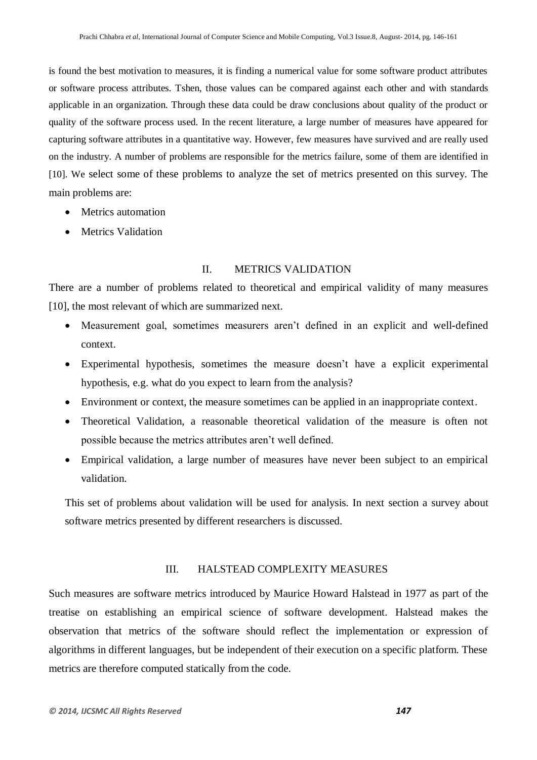is found the best motivation to measures, it is finding a numerical value for some software product attributes or software process attributes. Tshen, those values can be compared against each other and with standards applicable in an organization. Through these data could be draw conclusions about quality of the product or quality of the software process used. In the recent literature, a large number of measures have appeared for capturing software attributes in a quantitative way. However, few measures have survived and are really used on the industry. A number of problems are responsible for the metrics failure, some of them are identified in [10]. We select some of these problems to analyze the set of metrics presented on this survey. The main problems are:

- Metrics automation
- Metrics Validation

## II. METRICS VALIDATION

There are a number of problems related to theoretical and empirical validity of many measures [10], the most relevant of which are summarized next.

- Measurement goal, sometimes measurers aren't defined in an explicit and well-defined context.
- Experimental hypothesis, sometimes the measure doesn't have a explicit experimental hypothesis, e.g. what do you expect to learn from the analysis?
- Environment or context, the measure sometimes can be applied in an inappropriate context.
- Theoretical Validation, a reasonable theoretical validation of the measure is often not possible because the metrics attributes aren't well defined.
- Empirical validation, a large number of measures have never been subject to an empirical validation.

This set of problems about validation will be used for analysis. In next section a survey about software metrics presented by different researchers is discussed.

## III. HALSTEAD COMPLEXITY MEASURES

Such measures are software metrics introduced by Maurice Howard Halstead in 1977 as part of the treatise on establishing an empirical science of software development. Halstead makes the observation that metrics of the software should reflect the implementation or expression of algorithms in different languages, but be independent of their execution on a specific platform. These metrics are therefore computed statically from the code.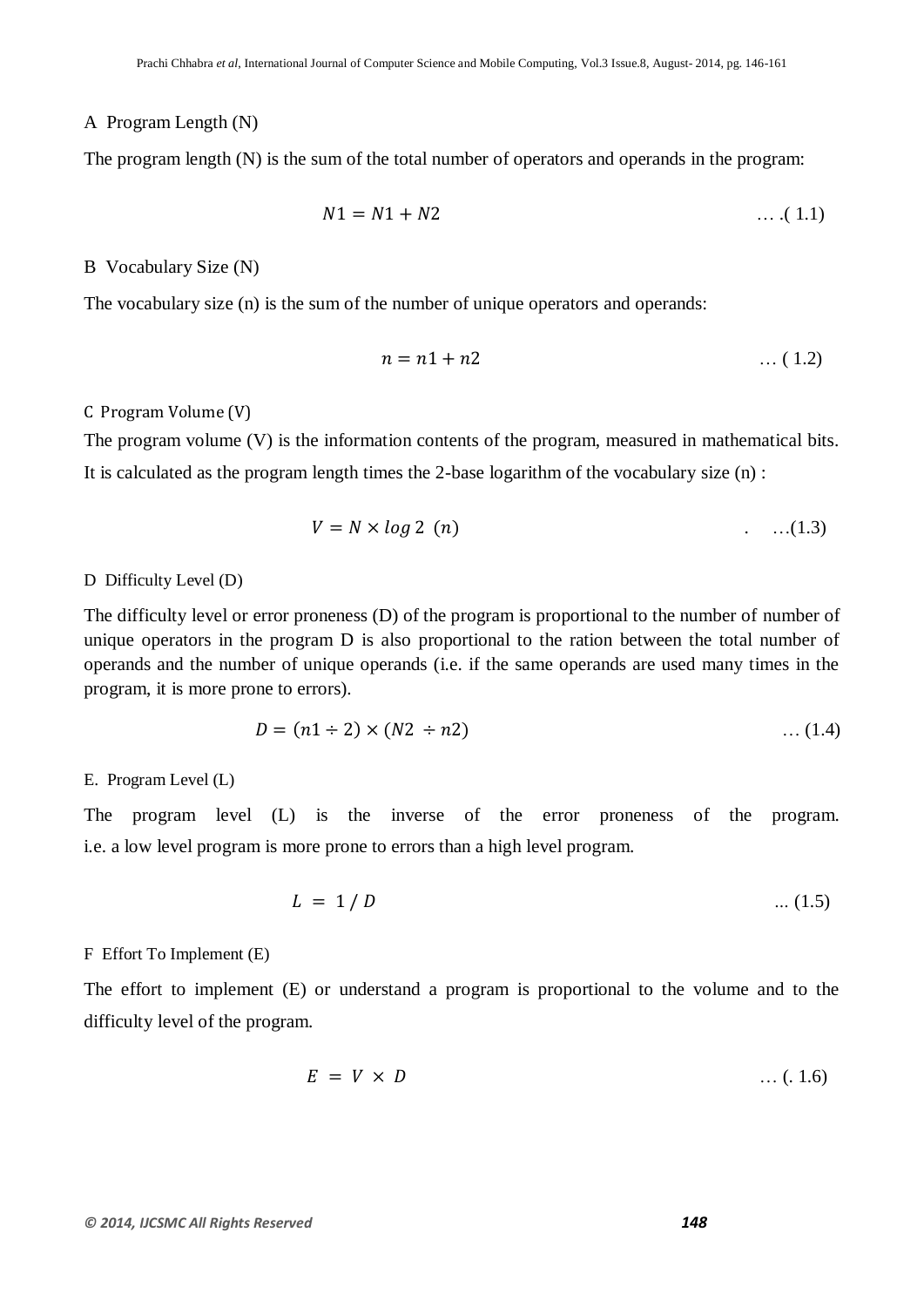### A Program Length (N)

The program length (N) is the sum of the total number of operators and operands in the program:

$$N1 = N1 + N2 \qquad \text{….( 1.1)}$$

### B Vocabulary Size (N)

The vocabulary size (n) is the sum of the number of unique operators and operands:

$$n = n1 + n2 \qquad \text{… ( 1.2)}$$

### C Program Volume (V)

The program volume (V) is the information contents of the program, measured in mathematical bits. It is calculated as the program length times the 2-base logarithm of the vocabulary size (n) :

$$V = N \times log\,2\ (n) \qquad \text{. …(1.3)}$$

### D Difficulty Level (D)

The difficulty level or error proneness (D) of the program is proportional to the number of number of unique operators in the program D is also proportional to the ration between the total number of operands and the number of unique operands (i.e. if the same operands are used many times in the program, it is more prone to errors).

$$D = (n1 \div 2) \times (N2\ \div n2) \qquad \text{… (1.4)}$$

### E. Program Level (L)

The program level (L) is the inverse of the error proneness of the program. i.e. a low level program is more prone to errors than a high level program.

$$L\ =\ 1\,/\,D \qquad \text{... (1.5)}$$

### F Effort To Implement (E)

The effort to implement (E) or understand a program is proportional to the volume and to the difficulty level of the program.

$$E\ =\ V\ \times\ D \qquad \text{… (. 1.6)}$$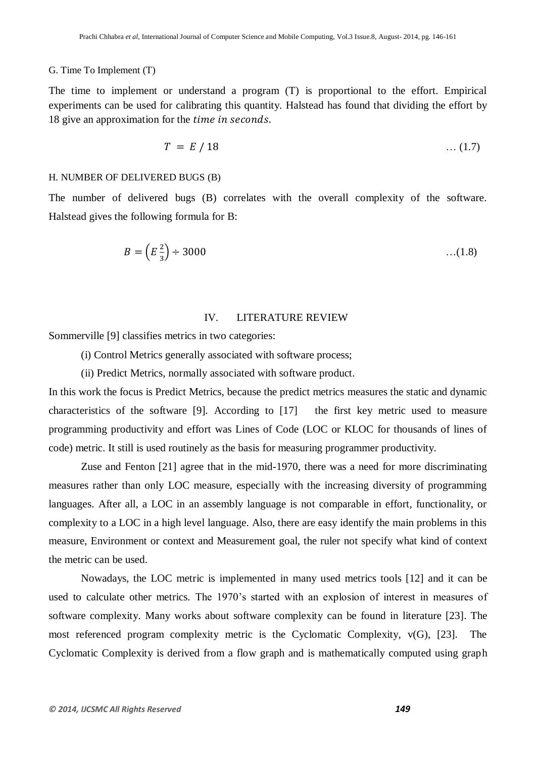G. Time To Implement (T)

The time to implement or understand a program (T) is proportional to the effort. Empirical experiments can be used for calibrating this quantity. Halstead has found that dividing the effort by 18 give an approximation for the *time in seconds*.

$$T = E / 18 \qquad \ldots (1.7)$$

H. NUMBER OF DELIVERED BUGS (B)

The number of delivered bugs (B) correlates with the overall complexity of the software. Halstead gives the following formula for B:

$$B = \left(E^{\frac{2}{3}}\right) \div 3000 \qquad \ldots (1.8)$$

## IV. LITERATURE REVIEW

Sommerville [9] classifies metrics in two categories:

(i) Control Metrics generally associated with software process;

(ii) Predict Metrics, normally associated with software product.

In this work the focus is Predict Metrics, because the predict metrics measures the static and dynamic characteristics of the software [9]. According to [17] the first key metric used to measure programming productivity and effort was Lines of Code (LOC or KLOC for thousands of lines of code) metric. It still is used routinely as the basis for measuring programmer productivity.

Zuse and Fenton [21] agree that in the mid-1970, there was a need for more discriminating measures rather than only LOC measure, especially with the increasing diversity of programming languages. After all, a LOC in an assembly language is not comparable in effort, functionality, or complexity to a LOC in a high level language. Also, there are easy identify the main problems in this measure, Environment or context and Measurement goal, the ruler not specify what kind of context the metric can be used.

Nowadays, the LOC metric is implemented in many used metrics tools [12] and it can be used to calculate other metrics. The 1970's started with an explosion of interest in measures of software complexity. Many works about software complexity can be found in literature [23]. The most referenced program complexity metric is the Cyclomatic Complexity, v(G), [23]. The Cyclomatic Complexity is derived from a flow graph and is mathematically computed using graph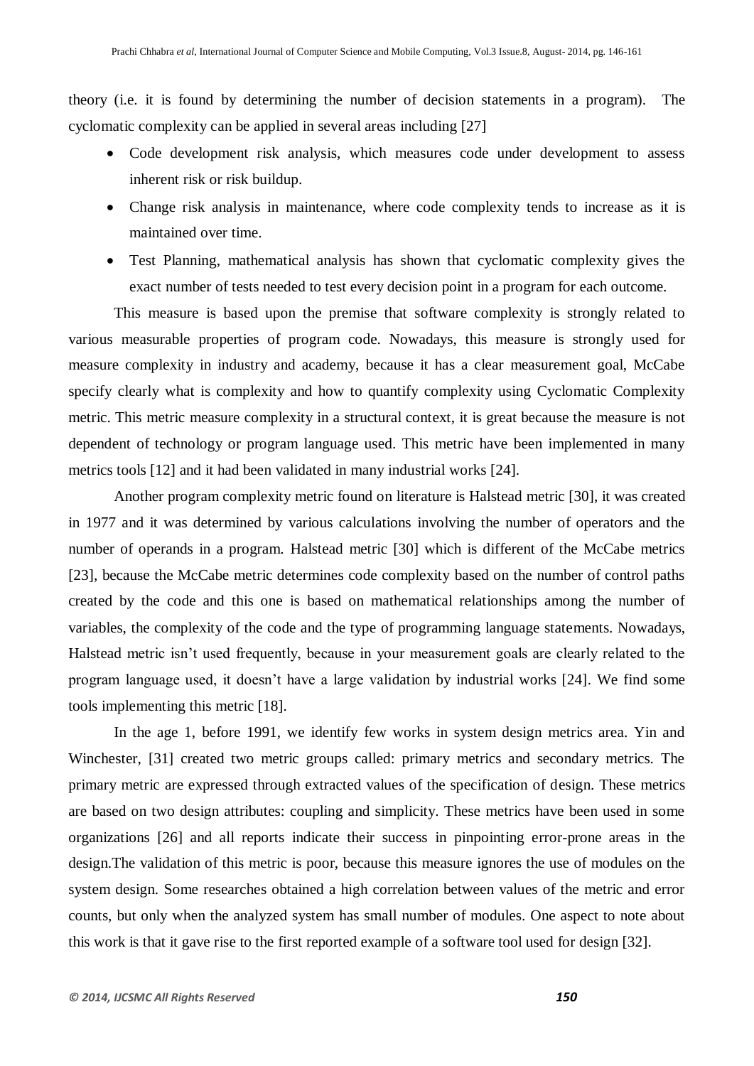theory (i.e. it is found by determining the number of decision statements in a program). The cyclomatic complexity can be applied in several areas including [27]

- Code development risk analysis, which measures code under development to assess inherent risk or risk buildup.
- Change risk analysis in maintenance, where code complexity tends to increase as it is maintained over time.
- Test Planning, mathematical analysis has shown that cyclomatic complexity gives the exact number of tests needed to test every decision point in a program for each outcome.

This measure is based upon the premise that software complexity is strongly related to various measurable properties of program code. Nowadays, this measure is strongly used for measure complexity in industry and academy, because it has a clear measurement goal, McCabe specify clearly what is complexity and how to quantify complexity using Cyclomatic Complexity metric. This metric measure complexity in a structural context, it is great because the measure is not dependent of technology or program language used. This metric have been implemented in many metrics tools [12] and it had been validated in many industrial works [24].

Another program complexity metric found on literature is Halstead metric [30], it was created in 1977 and it was determined by various calculations involving the number of operators and the number of operands in a program. Halstead metric [30] which is different of the McCabe metrics [23], because the McCabe metric determines code complexity based on the number of control paths created by the code and this one is based on mathematical relationships among the number of variables, the complexity of the code and the type of programming language statements. Nowadays, Halstead metric isn't used frequently, because in your measurement goals are clearly related to the program language used, it doesn't have a large validation by industrial works [24]. We find some tools implementing this metric [18].

In the age 1, before 1991, we identify few works in system design metrics area. Yin and Winchester, [31] created two metric groups called: primary metrics and secondary metrics. The primary metric are expressed through extracted values of the specification of design. These metrics are based on two design attributes: coupling and simplicity. These metrics have been used in some organizations [26] and all reports indicate their success in pinpointing error-prone areas in the design.The validation of this metric is poor, because this measure ignores the use of modules on the system design. Some researches obtained a high correlation between values of the metric and error counts, but only when the analyzed system has small number of modules. One aspect to note about this work is that it gave rise to the first reported example of a software tool used for design [32].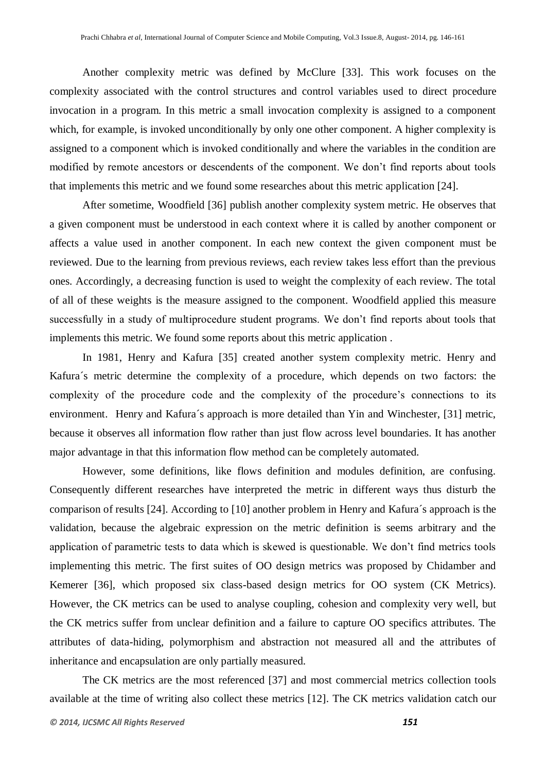Another complexity metric was defined by McClure [33]. This work focuses on the complexity associated with the control structures and control variables used to direct procedure invocation in a program. In this metric a small invocation complexity is assigned to a component which, for example, is invoked unconditionally by only one other component. A higher complexity is assigned to a component which is invoked conditionally and where the variables in the condition are modified by remote ancestors or descendents of the component. We don't find reports about tools that implements this metric and we found some researches about this metric application [24].

After sometime, Woodfield [36] publish another complexity system metric. He observes that a given component must be understood in each context where it is called by another component or affects a value used in another component. In each new context the given component must be reviewed. Due to the learning from previous reviews, each review takes less effort than the previous ones. Accordingly, a decreasing function is used to weight the complexity of each review. The total of all of these weights is the measure assigned to the component. Woodfield applied this measure successfully in a study of multiprocedure student programs. We don't find reports about tools that implements this metric. We found some reports about this metric application .

In 1981, Henry and Kafura [35] created another system complexity metric. Henry and Kafura´s metric determine the complexity of a procedure, which depends on two factors: the complexity of the procedure code and the complexity of the procedure's connections to its environment. Henry and Kafura´s approach is more detailed than Yin and Winchester, [31] metric, because it observes all information flow rather than just flow across level boundaries. It has another major advantage in that this information flow method can be completely automated.

However, some definitions, like flows definition and modules definition, are confusing. Consequently different researches have interpreted the metric in different ways thus disturb the comparison of results [24]. According to [10] another problem in Henry and Kafura´s approach is the validation, because the algebraic expression on the metric definition is seems arbitrary and the application of parametric tests to data which is skewed is questionable. We don't find metrics tools implementing this metric. The first suites of OO design metrics was proposed by Chidamber and Kemerer [36], which proposed six class-based design metrics for OO system (CK Metrics). However, the CK metrics can be used to analyse coupling, cohesion and complexity very well, but the CK metrics suffer from unclear definition and a failure to capture OO specifics attributes. The attributes of data-hiding, polymorphism and abstraction not measured all and the attributes of inheritance and encapsulation are only partially measured.

The CK metrics are the most referenced [37] and most commercial metrics collection tools available at the time of writing also collect these metrics [12]. The CK metrics validation catch our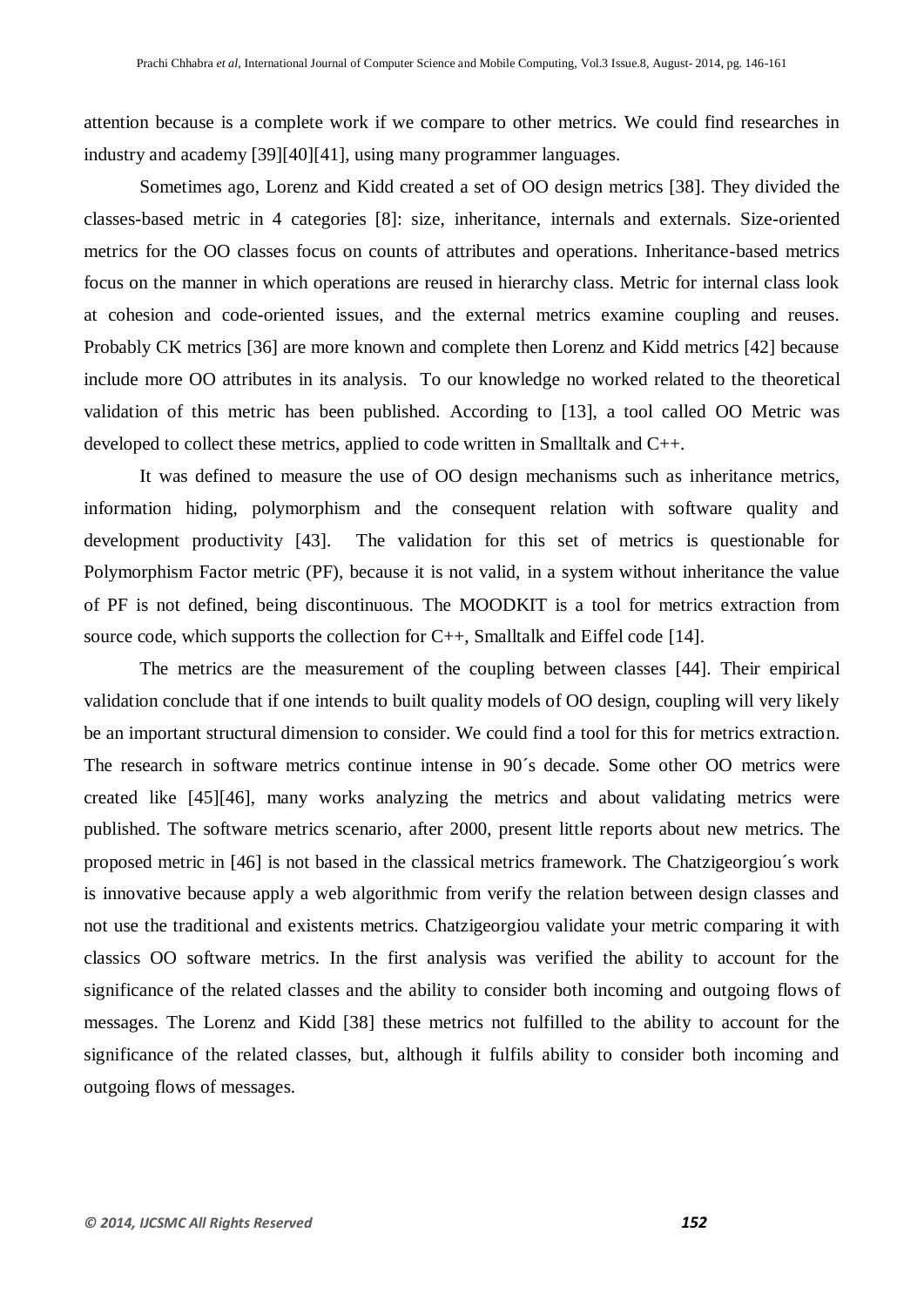attention because is a complete work if we compare to other metrics. We could find researches in industry and academy [39][40][41], using many programmer languages.

Sometimes ago, Lorenz and Kidd created a set of OO design metrics [38]. They divided the classes-based metric in 4 categories [8]: size, inheritance, internals and externals. Size-oriented metrics for the OO classes focus on counts of attributes and operations. Inheritance-based metrics focus on the manner in which operations are reused in hierarchy class. Metric for internal class look at cohesion and code-oriented issues, and the external metrics examine coupling and reuses. Probably CK metrics [36] are more known and complete then Lorenz and Kidd metrics [42] because include more OO attributes in its analysis. To our knowledge no worked related to the theoretical validation of this metric has been published. According to [13], a tool called OO Metric was developed to collect these metrics, applied to code written in Smalltalk and C++.

It was defined to measure the use of OO design mechanisms such as inheritance metrics, information hiding, polymorphism and the consequent relation with software quality and development productivity [43]. The validation for this set of metrics is questionable for Polymorphism Factor metric (PF), because it is not valid, in a system without inheritance the value of PF is not defined, being discontinuous. The MOODKIT is a tool for metrics extraction from source code, which supports the collection for C++, Smalltalk and Eiffel code [14].

The metrics are the measurement of the coupling between classes [44]. Their empirical validation conclude that if one intends to built quality models of OO design, coupling will very likely be an important structural dimension to consider. We could find a tool for this for metrics extraction. The research in software metrics continue intense in 90´s decade. Some other OO metrics were created like [45][46], many works analyzing the metrics and about validating metrics were published. The software metrics scenario, after 2000, present little reports about new metrics. The proposed metric in [46] is not based in the classical metrics framework. The Chatzigeorgiou´s work is innovative because apply a web algorithmic from verify the relation between design classes and not use the traditional and existents metrics. Chatzigeorgiou validate your metric comparing it with classics OO software metrics. In the first analysis was verified the ability to account for the significance of the related classes and the ability to consider both incoming and outgoing flows of messages. The Lorenz and Kidd [38] these metrics not fulfilled to the ability to account for the significance of the related classes, but, although it fulfils ability to consider both incoming and outgoing flows of messages.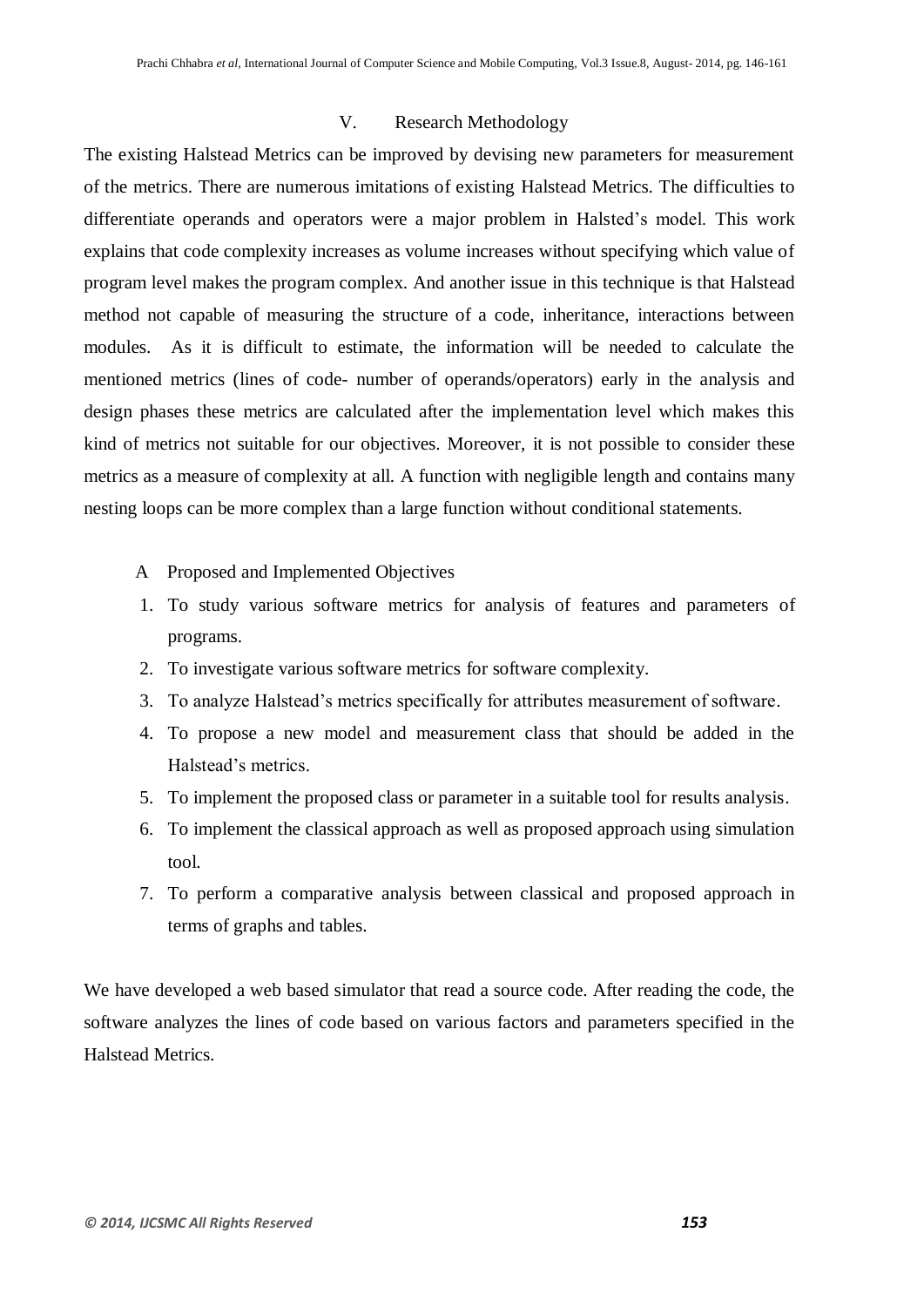## V. Research Methodology

The existing Halstead Metrics can be improved by devising new parameters for measurement of the metrics. There are numerous imitations of existing Halstead Metrics. The difficulties to differentiate operands and operators were a major problem in Halsted's model. This work explains that code complexity increases as volume increases without specifying which value of program level makes the program complex. And another issue in this technique is that Halstead method not capable of measuring the structure of a code, inheritance, interactions between modules. As it is difficult to estimate, the information will be needed to calculate the mentioned metrics (lines of code- number of operands/operators) early in the analysis and design phases these metrics are calculated after the implementation level which makes this kind of metrics not suitable for our objectives. Moreover, it is not possible to consider these metrics as a measure of complexity at all. A function with negligible length and contains many nesting loops can be more complex than a large function without conditional statements.

### A Proposed and Implemented Objectives

1. To study various software metrics for analysis of features and parameters of programs.
2. To investigate various software metrics for software complexity.
3. To analyze Halstead's metrics specifically for attributes measurement of software.
4. To propose a new model and measurement class that should be added in the Halstead's metrics.
5. To implement the proposed class or parameter in a suitable tool for results analysis.
6. To implement the classical approach as well as proposed approach using simulation tool.
7. To perform a comparative analysis between classical and proposed approach in terms of graphs and tables.

We have developed a web based simulator that read a source code. After reading the code, the software analyzes the lines of code based on various factors and parameters specified in the Halstead Metrics.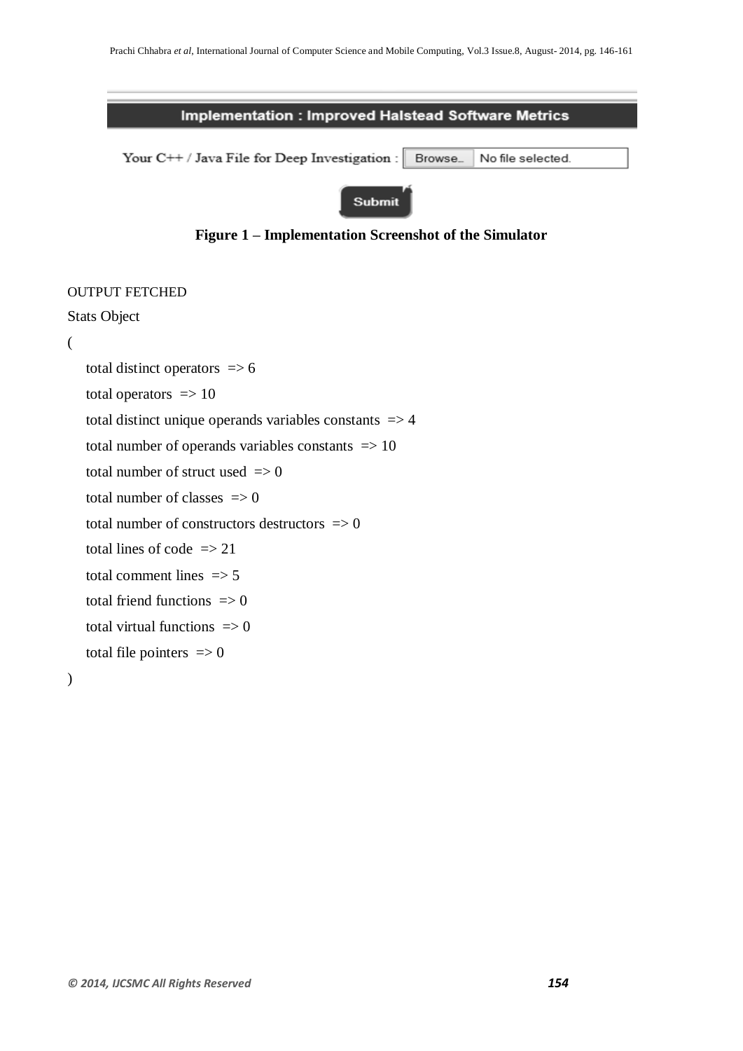Implementation : Improved Halstead Software Metrics

Your C++ / Java File for Deep Investigation : Browse... No file selected.

Submit

**Figure 1 – Implementation Screenshot of the Simulator**

OUTPUT FETCHED

Stats Object

(

total distinct operators => 6

total operators => 10

total distinct unique operands variables constants => 4

total number of operands variables constants => 10

total number of struct used => 0

total number of classes => 0

total number of constructors destructors => 0

total lines of code => 21

total comment lines => 5

total friend functions => 0

total virtual functions => 0

total file pointers => 0

)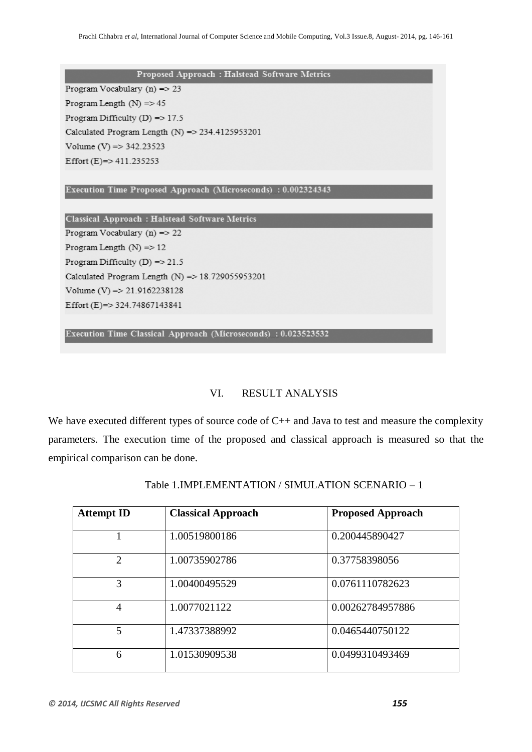**Proposed Approach : Halstead Software Metrics**

Program Vocabulary (n) => 23

Program Length (N) => 45

Program Difficulty (D) => 17.5

Calculated Program Length (N) => 234.4125953201

Volume (V) => 342.23523

Effort (E)=> 411.235253

**Execution Time Proposed Approach (Microseconds) : 0.002324343**

**Classical Approach : Halstead Software Metrics**

Program Vocabulary (n) => 22

Program Length (N) => 12

Program Difficulty (D) => 21.5

Calculated Program Length (N) => 18.729055953201

Volume (V) => 21.9162238128

Effort (E)=> 324.74867143841

**Execution Time Classical Approach (Microseconds) : 0.023523532**

## VI. RESULT ANALYSIS

We have executed different types of source code of C++ and Java to test and measure the complexity parameters. The execution time of the proposed and classical approach is measured so that the empirical comparison can be done.

Table 1.IMPLEMENTATION / SIMULATION SCENARIO – 1

| Attempt ID | Classical Approach | Proposed Approach |
|---|---|---|
| 1 | 1.00519800186 | 0.200445890427 |
| 2 | 1.00735902786 | 0.37758398056 |
| 3 | 1.00400495529 | 0.0761110782623 |
| 4 | 1.0077021122 | 0.00262784957886 |
| 5 | 1.47337388992 | 0.0465440750122 |
| 6 | 1.01530909538 | 0.0499310493469 |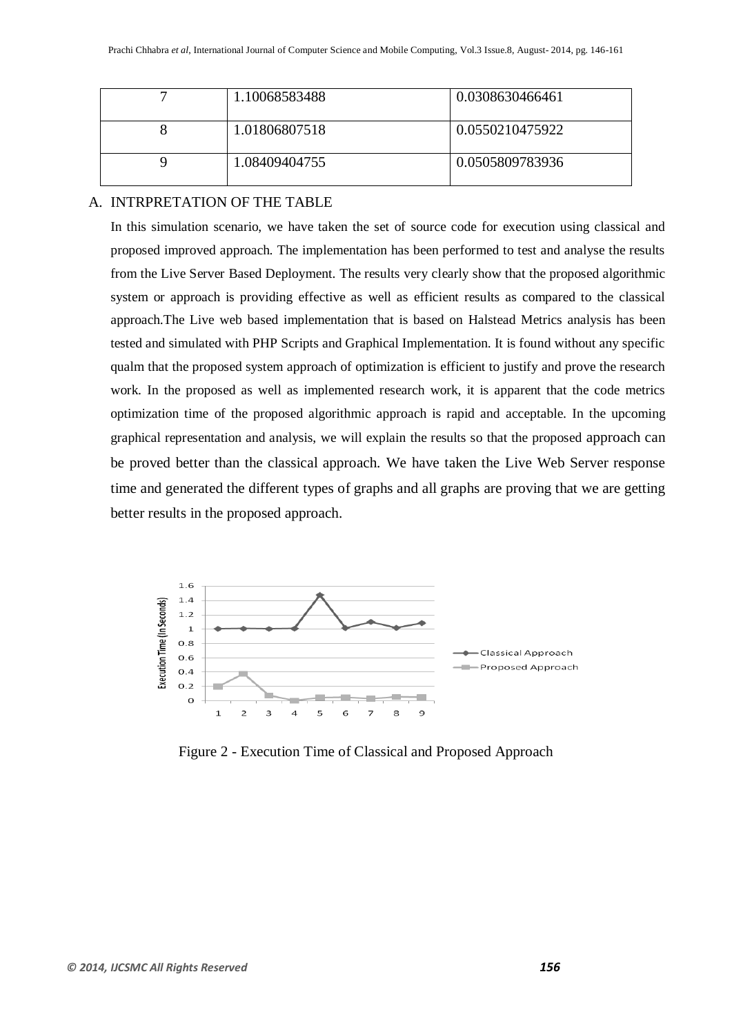| 7 | 1.10068583488 | 0.0308630466461 |
|---|---|---|
| 8 | 1.01806807518 | 0.0550210475922 |
| 9 | 1.08409404755 | 0.0505809783936 |

## A. INTRPRETATION OF THE TABLE

In this simulation scenario, we have taken the set of source code for execution using classical and proposed improved approach. The implementation has been performed to test and analyse the results from the Live Server Based Deployment. The results very clearly show that the proposed algorithmic system or approach is providing effective as well as efficient results as compared to the classical approach.The Live web based implementation that is based on Halstead Metrics analysis has been tested and simulated with PHP Scripts and Graphical Implementation. It is found without any specific qualm that the proposed system approach of optimization is efficient to justify and prove the research work. In the proposed as well as implemented research work, it is apparent that the code metrics optimization time of the proposed algorithmic approach is rapid and acceptable. In the upcoming graphical representation and analysis, we will explain the results so that the proposed approach can be proved better than the classical approach. We have taken the Live Web Server response time and generated the different types of graphs and all graphs are proving that we are getting better results in the proposed approach.

Figure 2 - Execution Time of Classical and Proposed Approach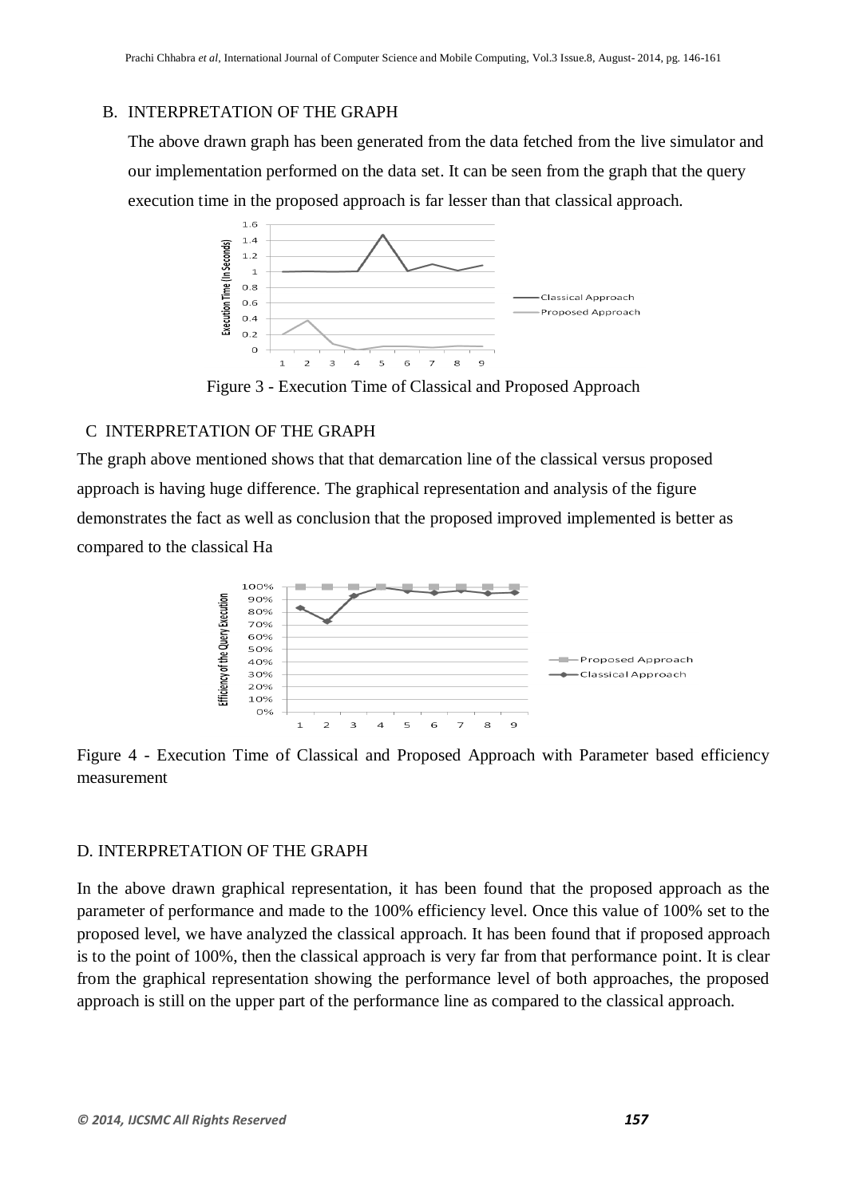## B. INTERPRETATION OF THE GRAPH

The above drawn graph has been generated from the data fetched from the live simulator and our implementation performed on the data set. It can be seen from the graph that the query execution time in the proposed approach is far lesser than that classical approach.

Figure 3 - Execution Time of Classical and Proposed Approach

## C INTERPRETATION OF THE GRAPH

The graph above mentioned shows that that demarcation line of the classical versus proposed approach is having huge difference. The graphical representation and analysis of the figure demonstrates the fact as well as conclusion that the proposed improved implemented is better as compared to the classical Ha

Figure 4 - Execution Time of Classical and Proposed Approach with Parameter based efficiency measurement

## D. INTERPRETATION OF THE GRAPH

In the above drawn graphical representation, it has been found that the proposed approach as the parameter of performance and made to the 100% efficiency level. Once this value of 100% set to the proposed level, we have analyzed the classical approach. It has been found that if proposed approach is to the point of 100%, then the classical approach is very far from that performance point. It is clear from the graphical representation showing the performance level of both approaches, the proposed approach is still on the upper part of the performance line as compared to the classical approach.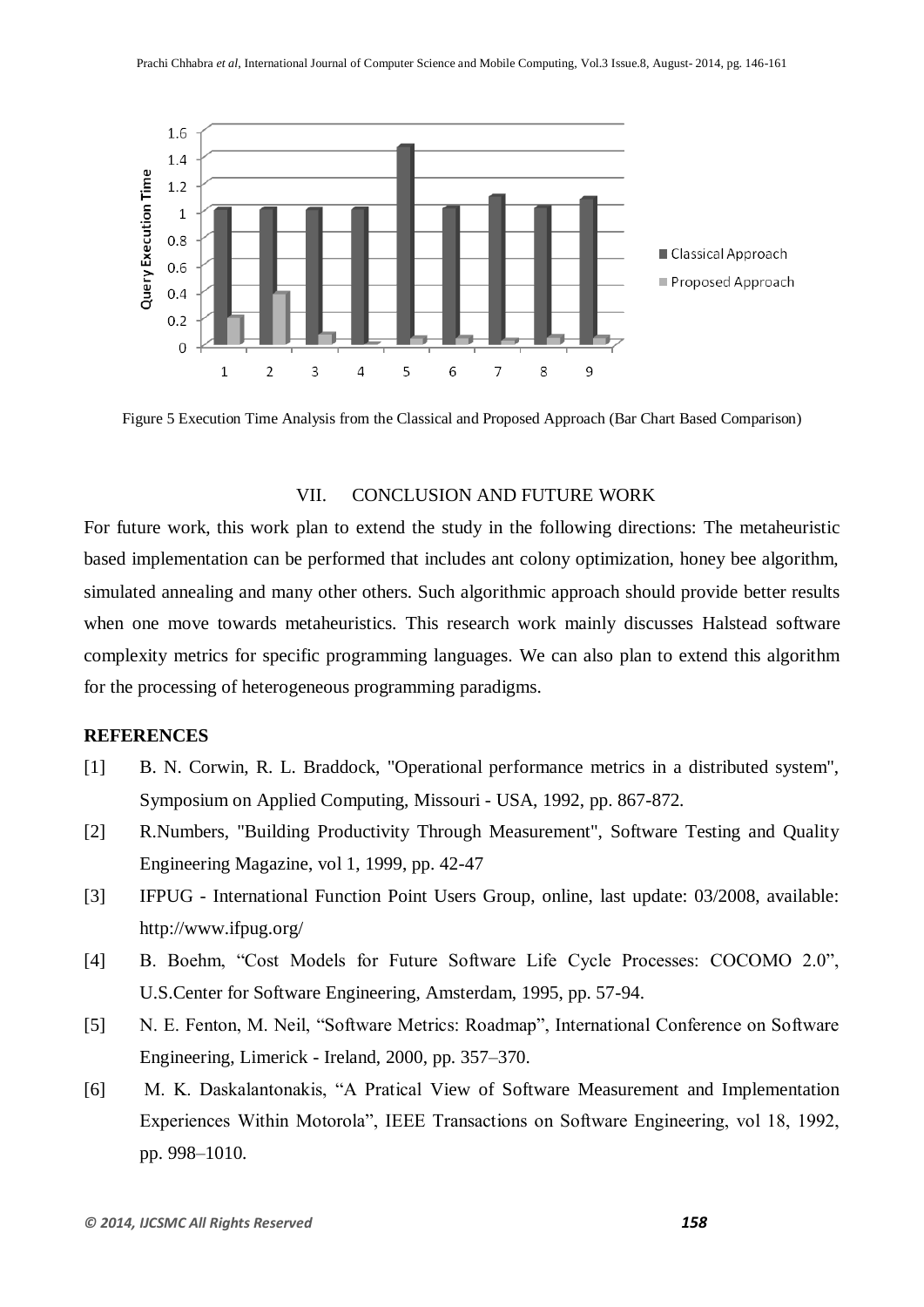Figure 5 Execution Time Analysis from the Classical and Proposed Approach (Bar Chart Based Comparison)

## VII. CONCLUSION AND FUTURE WORK

For future work, this work plan to extend the study in the following directions: The metaheuristic based implementation can be performed that includes ant colony optimization, honey bee algorithm, simulated annealing and many other others. Such algorithmic approach should provide better results when one move towards metaheuristics. This research work mainly discusses Halstead software complexity metrics for specific programming languages. We can also plan to extend this algorithm for the processing of heterogeneous programming paradigms.

**REFERENCES**

[1] B. N. Corwin, R. L. Braddock, "Operational performance metrics in a distributed system", Symposium on Applied Computing, Missouri - USA, 1992, pp. 867-872.

[2] R.Numbers, "Building Productivity Through Measurement", Software Testing and Quality Engineering Magazine, vol 1, 1999, pp. 42-47

[3] IFPUG - International Function Point Users Group, online, last update: 03/2008, available: http://www.ifpug.org/

[4] B. Boehm, "Cost Models for Future Software Life Cycle Processes: COCOMO 2.0", U.S.Center for Software Engineering, Amsterdam, 1995, pp. 57-94.

[5] N. E. Fenton, M. Neil, "Software Metrics: Roadmap", International Conference on Software Engineering, Limerick - Ireland, 2000, pp. 357–370.

[6] M. K. Daskalantonakis, "A Pratical View of Software Measurement and Implementation Experiences Within Motorola", IEEE Transactions on Software Engineering, vol 18, 1992, pp. 998–1010.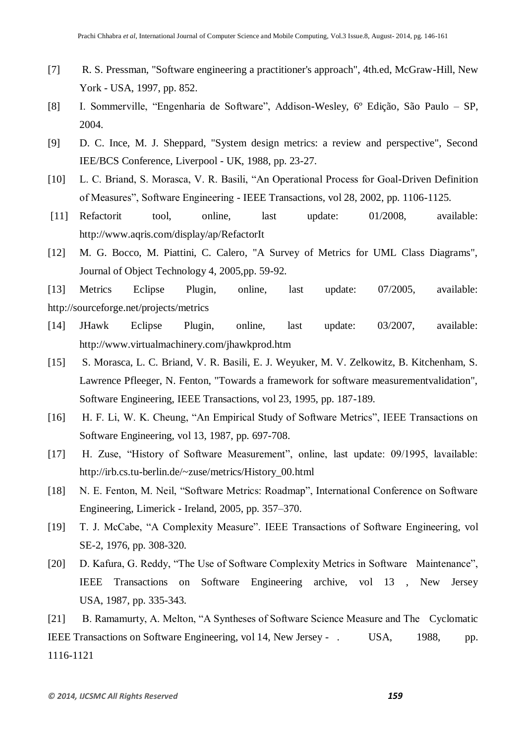[7] R. S. Pressman, "Software engineering a practitioner's approach", 4th.ed, McGraw-Hill, New York - USA, 1997, pp. 852.

[8] I. Sommerville, "Engenharia de Software", Addison-Wesley, 6º Edição, São Paulo – SP, 2004.

[9] D. C. Ince, M. J. Sheppard, "System design metrics: a review and perspective", Second IEE/BCS Conference, Liverpool - UK, 1988, pp. 23-27.

[10] L. C. Briand, S. Morasca, V. R. Basili, "An Operational Process for Goal-Driven Definition of Measures", Software Engineering - IEEE Transactions, vol 28, 2002, pp. 1106-1125.

[11] Refactorit tool, online, last update: 01/2008, available: http://www.aqris.com/display/ap/RefactorIt

[12] M. G. Bocco, M. Piattini, C. Calero, "A Survey of Metrics for UML Class Diagrams", Journal of Object Technology 4, 2005,pp. 59-92.

[13] Metrics Eclipse Plugin, online, last update: 07/2005, available: http://sourceforge.net/projects/metrics

[14] JHawk Eclipse Plugin, online, last update: 03/2007, available: http://www.virtualmachinery.com/jhawkprod.htm

[15] S. Morasca, L. C. Briand, V. R. Basili, E. J. Weyuker, M. V. Zelkowitz, B. Kitchenham, S. Lawrence Pfleeger, N. Fenton, "Towards a framework for software measurementvalidation", Software Engineering, IEEE Transactions, vol 23, 1995, pp. 187-189.

[16] H. F. Li, W. K. Cheung, "An Empirical Study of Software Metrics", IEEE Transactions on Software Engineering, vol 13, 1987, pp. 697-708.

[17] H. Zuse, "History of Software Measurement", online, last update: 09/1995, lavailable: http://irb.cs.tu-berlin.de/~zuse/metrics/History_00.html

[18] N. E. Fenton, M. Neil, "Software Metrics: Roadmap", International Conference on Software Engineering, Limerick - Ireland, 2005, pp. 357–370.

[19] T. J. McCabe, "A Complexity Measure". IEEE Transactions of Software Engineering, vol SE-2, 1976, pp. 308-320.

[20] D. Kafura, G. Reddy, "The Use of Software Complexity Metrics in Software Maintenance", IEEE Transactions on Software Engineering archive, vol 13 , New Jersey USA, 1987, pp. 335-343.

[21] B. Ramamurty, A. Melton, "A Syntheses of Software Science Measure and The Cyclomatic IEEE Transactions on Software Engineering, vol 14, New Jersey - . USA, 1988, pp. 1116-1121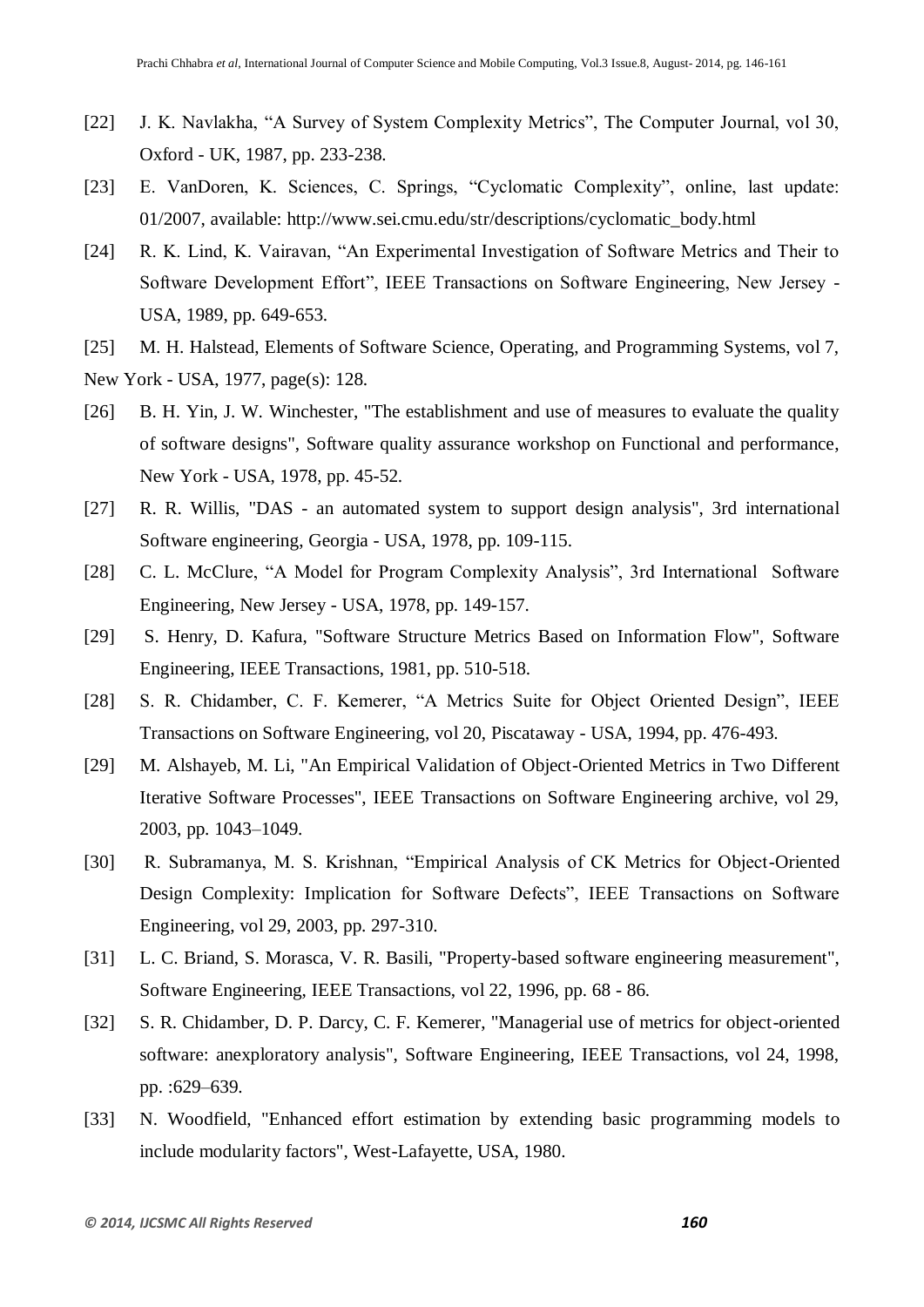[22] J. K. Navlakha, "A Survey of System Complexity Metrics", The Computer Journal, vol 30, Oxford - UK, 1987, pp. 233-238.

[23] E. VanDoren, K. Sciences, C. Springs, "Cyclomatic Complexity", online, last update: 01/2007, available: http://www.sei.cmu.edu/str/descriptions/cyclomatic_body.html

[24] R. K. Lind, K. Vairavan, "An Experimental Investigation of Software Metrics and Their to Software Development Effort", IEEE Transactions on Software Engineering, New Jersey - USA, 1989, pp. 649-653.

[25] M. H. Halstead, Elements of Software Science, Operating, and Programming Systems, vol 7, New York - USA, 1977, page(s): 128.

[26] B. H. Yin, J. W. Winchester, "The establishment and use of measures to evaluate the quality of software designs", Software quality assurance workshop on Functional and performance, New York - USA, 1978, pp. 45-52.

[27] R. R. Willis, "DAS - an automated system to support design analysis", 3rd international Software engineering, Georgia - USA, 1978, pp. 109-115.

[28] C. L. McClure, "A Model for Program Complexity Analysis", 3rd International Software Engineering, New Jersey - USA, 1978, pp. 149-157.

[29] S. Henry, D. Kafura, "Software Structure Metrics Based on Information Flow", Software Engineering, IEEE Transactions, 1981, pp. 510-518.

[28] S. R. Chidamber, C. F. Kemerer, "A Metrics Suite for Object Oriented Design", IEEE Transactions on Software Engineering, vol 20, Piscataway - USA, 1994, pp. 476-493.

[29] M. Alshayeb, M. Li, "An Empirical Validation of Object-Oriented Metrics in Two Different Iterative Software Processes", IEEE Transactions on Software Engineering archive, vol 29, 2003, pp. 1043–1049.

[30] R. Subramanya, M. S. Krishnan, "Empirical Analysis of CK Metrics for Object-Oriented Design Complexity: Implication for Software Defects", IEEE Transactions on Software Engineering, vol 29, 2003, pp. 297-310.

[31] L. C. Briand, S. Morasca, V. R. Basili, "Property-based software engineering measurement", Software Engineering, IEEE Transactions, vol 22, 1996, pp. 68 - 86.

[32] S. R. Chidamber, D. P. Darcy, C. F. Kemerer, "Managerial use of metrics for object-oriented software: anexploratory analysis", Software Engineering, IEEE Transactions, vol 24, 1998, pp. :629–639.

[33] N. Woodfield, "Enhanced effort estimation by extending basic programming models to include modularity factors", West-Lafayette, USA, 1980.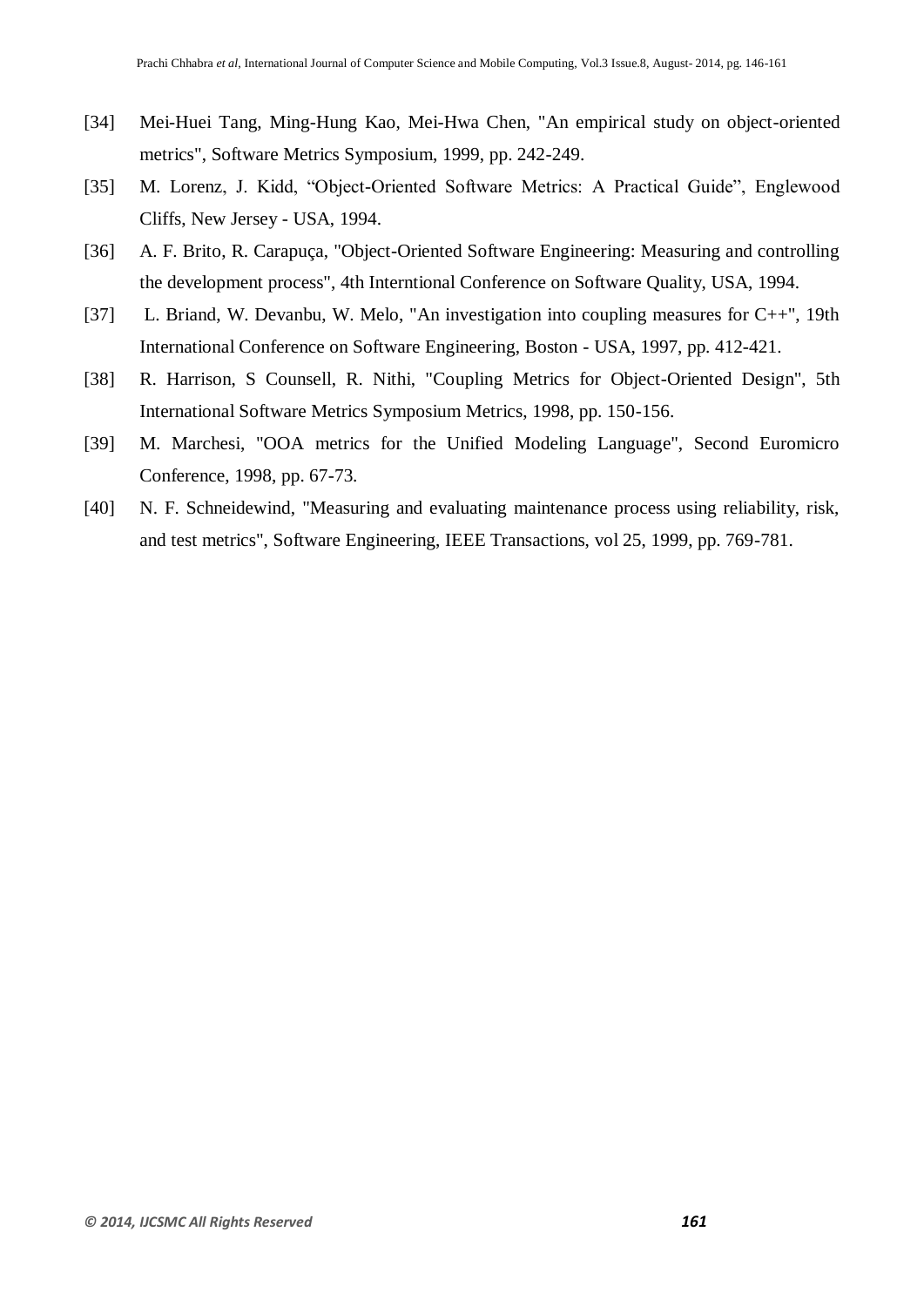[34] Mei-Huei Tang, Ming-Hung Kao, Mei-Hwa Chen, "An empirical study on object-oriented metrics", Software Metrics Symposium, 1999, pp. 242-249.

[35] M. Lorenz, J. Kidd, "Object-Oriented Software Metrics: A Practical Guide", Englewood Cliffs, New Jersey - USA, 1994.

[36] A. F. Brito, R. Carapuça, "Object-Oriented Software Engineering: Measuring and controlling the development process", 4th Interntional Conference on Software Quality, USA, 1994.

[37] L. Briand, W. Devanbu, W. Melo, "An investigation into coupling measures for C++", 19th International Conference on Software Engineering, Boston - USA, 1997, pp. 412-421.

[38] R. Harrison, S Counsell, R. Nithi, "Coupling Metrics for Object-Oriented Design", 5th International Software Metrics Symposium Metrics, 1998, pp. 150-156.

[39] M. Marchesi, "OOA metrics for the Unified Modeling Language", Second Euromicro Conference, 1998, pp. 67-73.

[40] N. F. Schneidewind, "Measuring and evaluating maintenance process using reliability, risk, and test metrics", Software Engineering, IEEE Transactions, vol 25, 1999, pp. 769-781.